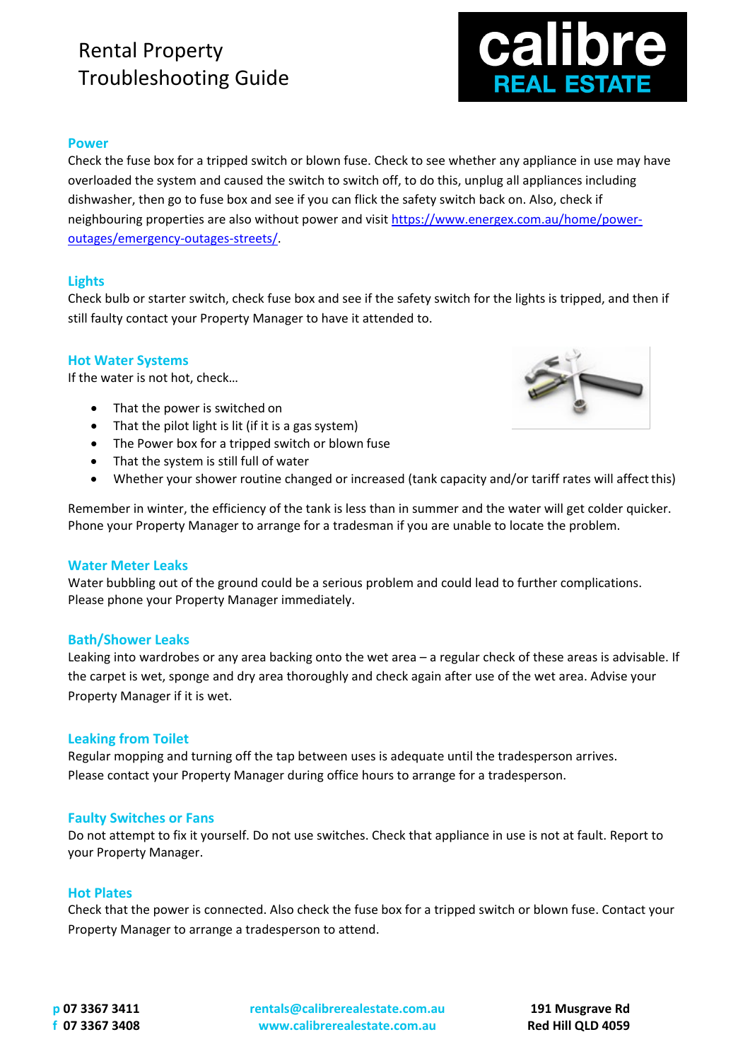# Rental Property Troubleshooting Guide

calibre
REAL ESTATE

## Power

Check the fuse box for a tripped switch or blown fuse. Check to see whether any appliance in use may have overloaded the system and caused the switch to switch off, to do this, unplug all appliances including dishwasher, then go to fuse box and see if you can flick the safety switch back on. Also, check if neighbouring properties are also without power and visit https://www.energex.com.au/home/power-outages/emergency-outages-streets/.

## Lights

Check bulb or starter switch, check fuse box and see if the safety switch for the lights is tripped, and then if still faulty contact your Property Manager to have it attended to.

## Hot Water Systems

If the water is not hot, check…

- That the power is switched on
- That the pilot light is lit (if it is a gas system)
- The Power box for a tripped switch or blown fuse
- That the system is still full of water
- Whether your shower routine changed or increased (tank capacity and/or tariff rates will affect this)

Remember in winter, the efficiency of the tank is less than in summer and the water will get colder quicker. Phone your Property Manager to arrange for a tradesman if you are unable to locate the problem.

## Water Meter Leaks

Water bubbling out of the ground could be a serious problem and could lead to further complications. Please phone your Property Manager immediately.

## Bath/Shower Leaks

Leaking into wardrobes or any area backing onto the wet area – a regular check of these areas is advisable. If the carpet is wet, sponge and dry area thoroughly and check again after use of the wet area. Advise your Property Manager if it is wet.

## Leaking from Toilet

Regular mopping and turning off the tap between uses is adequate until the tradesperson arrives. Please contact your Property Manager during office hours to arrange for a tradesperson.

## Faulty Switches or Fans

Do not attempt to fix it yourself. Do not use switches. Check that appliance in use is not at fault. Report to your Property Manager.

## Hot Plates

Check that the power is connected. Also check the fuse box for a tripped switch or blown fuse. Contact your Property Manager to arrange a tradesperson to attend.

p 07 3367 3411
f 07 3367 3408

rentals@calibrerealestate.com.au
www.calibrerealestate.com.au

191 Musgrave Rd
Red Hill QLD 4059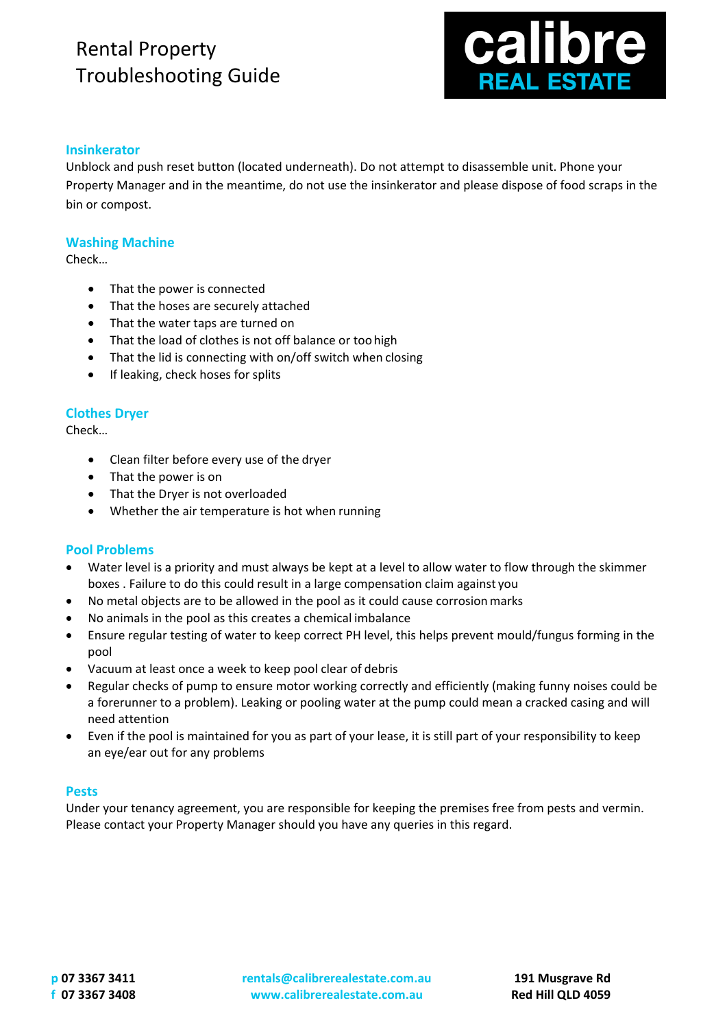# Rental Property Troubleshooting Guide

calibre REAL ESTATE

## Insinkerator

Unblock and push reset button (located underneath). Do not attempt to disassemble unit. Phone your Property Manager and in the meantime, do not use the insinkerator and please dispose of food scraps in the bin or compost.

## Washing Machine

Check…

- That the power is connected
- That the hoses are securely attached
- That the water taps are turned on
- That the load of clothes is not off balance or too high
- That the lid is connecting with on/off switch when closing
- If leaking, check hoses for splits

## Clothes Dryer

Check…

- Clean filter before every use of the dryer
- That the power is on
- That the Dryer is not overloaded
- Whether the air temperature is hot when running

## Pool Problems

- Water level is a priority and must always be kept at a level to allow water to flow through the skimmer boxes . Failure to do this could result in a large compensation claim against you
- No metal objects are to be allowed in the pool as it could cause corrosion marks
- No animals in the pool as this creates a chemical imbalance
- Ensure regular testing of water to keep correct PH level, this helps prevent mould/fungus forming in the pool
- Vacuum at least once a week to keep pool clear of debris
- Regular checks of pump to ensure motor working correctly and efficiently (making funny noises could be a forerunner to a problem). Leaking or pooling water at the pump could mean a cracked casing and will need attention
- Even if the pool is maintained for you as part of your lease, it is still part of your responsibility to keep an eye/ear out for any problems

## Pests

Under your tenancy agreement, you are responsible for keeping the premises free from pests and vermin. Please contact your Property Manager should you have any queries in this regard.

p **07 3367 3411**
f **07 3367 3408**

**rentals@calibrerealestate.com.au**
**www.calibrerealestate.com.au**

**191 Musgrave Rd**
**Red Hill QLD 4059**